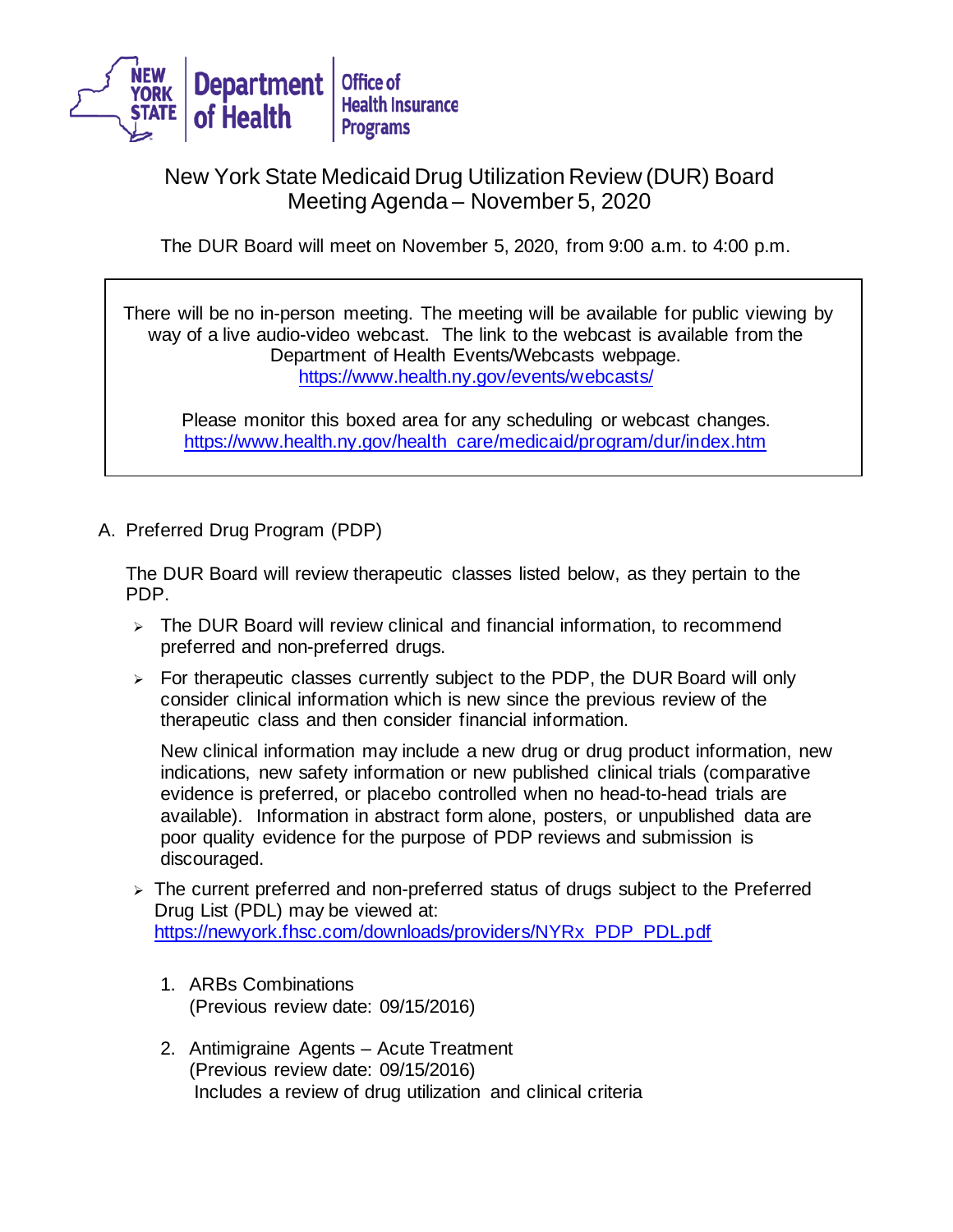New York State Department of Health | Office of Health Insurance Programs

# New York State Medicaid Drug Utilization Review (DUR) Board Meeting Agenda – November 5, 2020

The DUR Board will meet on November 5, 2020, from 9:00 a.m. to 4:00 p.m.

> There will be no in-person meeting. The meeting will be available for public viewing by way of a live audio-video webcast. The link to the webcast is available from the Department of Health Events/Webcasts webpage.
> https://www.health.ny.gov/events/webcasts/
>
> Please monitor this boxed area for any scheduling or webcast changes.
> https://www.health.ny.gov/health_care/medicaid/program/dur/index.htm

A. Preferred Drug Program (PDP)

The DUR Board will review therapeutic classes listed below, as they pertain to the PDP.

- The DUR Board will review clinical and financial information, to recommend preferred and non-preferred drugs.
- For therapeutic classes currently subject to the PDP, the DUR Board will only consider clinical information which is new since the previous review of the therapeutic class and then consider financial information.

  New clinical information may include a new drug or drug product information, new indications, new safety information or new published clinical trials (comparative evidence is preferred, or placebo controlled when no head-to-head trials are available). Information in abstract form alone, posters, or unpublished data are poor quality evidence for the purpose of PDP reviews and submission is discouraged.
- The current preferred and non-preferred status of drugs subject to the Preferred Drug List (PDL) may be viewed at: https://newyork.fhsc.com/downloads/providers/NYRx_PDP_PDL.pdf

1. ARBs Combinations
   (Previous review date: 09/15/2016)

2. Antimigraine Agents – Acute Treatment
   (Previous review date: 09/15/2016)
   Includes a review of drug utilization and clinical criteria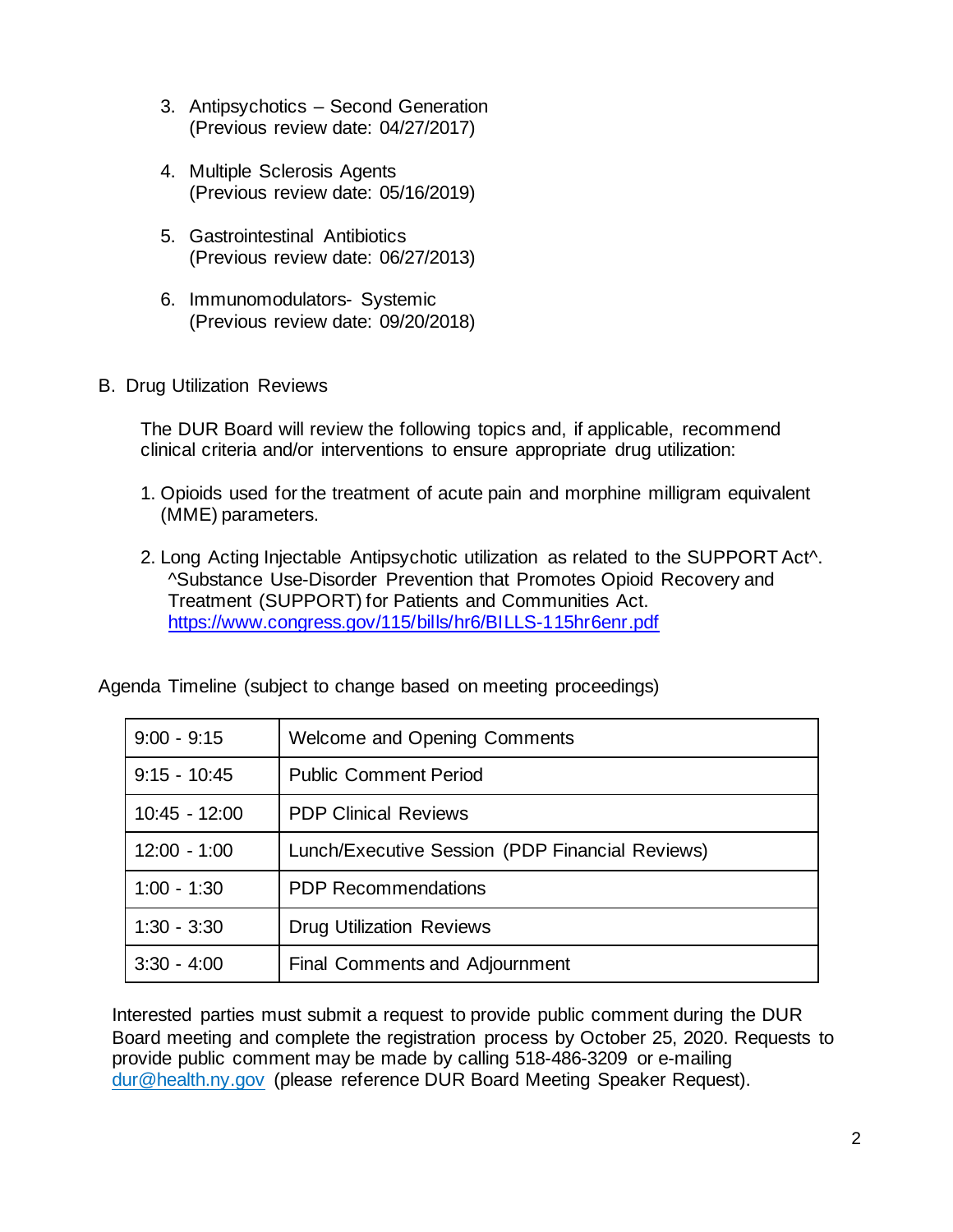3. Antipsychotics – Second Generation
   (Previous review date: 04/27/2017)

4. Multiple Sclerosis Agents
   (Previous review date: 05/16/2019)

5. Gastrointestinal Antibiotics
   (Previous review date: 06/27/2013)

6. Immunomodulators- Systemic
   (Previous review date: 09/20/2018)

B. Drug Utilization Reviews

The DUR Board will review the following topics and, if applicable, recommend clinical criteria and/or interventions to ensure appropriate drug utilization:

1. Opioids used for the treatment of acute pain and morphine milligram equivalent (MME) parameters.

2. Long Acting Injectable Antipsychotic utilization as related to the SUPPORT Act^.
   ^Substance Use-Disorder Prevention that Promotes Opioid Recovery and Treatment (SUPPORT) for Patients and Communities Act.
   https://www.congress.gov/115/bills/hr6/BILLS-115hr6enr.pdf

Agenda Timeline (subject to change based on meeting proceedings)

| | |
|---|---|
| 9:00 - 9:15 | Welcome and Opening Comments |
| 9:15 - 10:45 | Public Comment Period |
| 10:45 - 12:00 | PDP Clinical Reviews |
| 12:00 - 1:00 | Lunch/Executive Session (PDP Financial Reviews) |
| 1:00 - 1:30 | PDP Recommendations |
| 1:30 - 3:30 | Drug Utilization Reviews |
| 3:30 - 4:00 | Final Comments and Adjournment |

Interested parties must submit a request to provide public comment during the DUR Board meeting and complete the registration process by October 25, 2020. Requests to provide public comment may be made by calling 518-486-3209 or e-mailing dur@health.ny.gov (please reference DUR Board Meeting Speaker Request).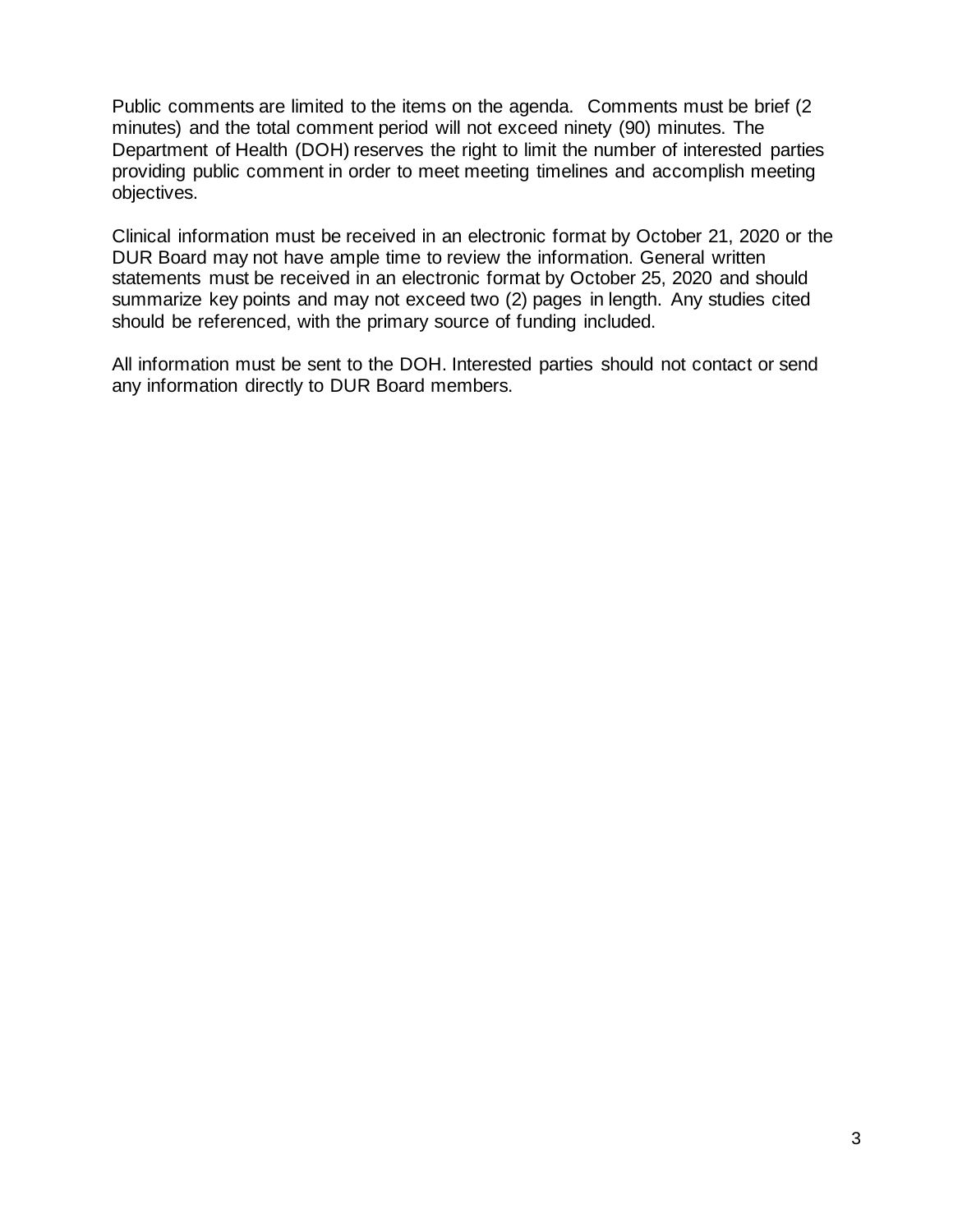Public comments are limited to the items on the agenda. Comments must be brief (2 minutes) and the total comment period will not exceed ninety (90) minutes. The Department of Health (DOH) reserves the right to limit the number of interested parties providing public comment in order to meet meeting timelines and accomplish meeting objectives.

Clinical information must be received in an electronic format by October 21, 2020 or the DUR Board may not have ample time to review the information. General written statements must be received in an electronic format by October 25, 2020 and should summarize key points and may not exceed two (2) pages in length. Any studies cited should be referenced, with the primary source of funding included.

All information must be sent to the DOH. Interested parties should not contact or send any information directly to DUR Board members.